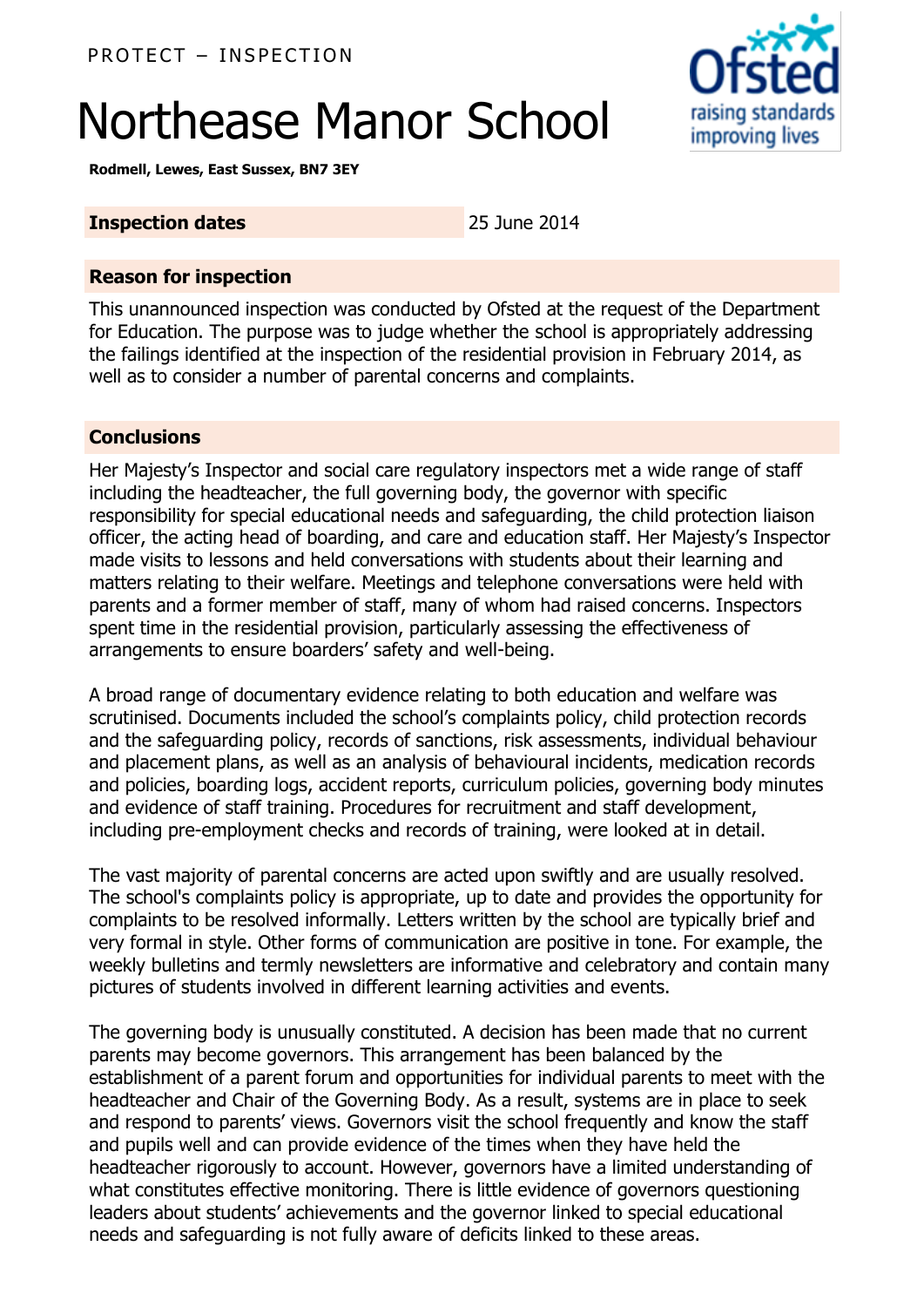PROTECT – INSPECTION

# Northease Manor School

**Rodmell, Lewes, East Sussex, BN7 3EY**

| **Inspection dates** | 25 June 2014 |
|---|---|

## Reason for inspection

This unannounced inspection was conducted by Ofsted at the request of the Department for Education. The purpose was to judge whether the school is appropriately addressing the failings identified at the inspection of the residential provision in February 2014, as well as to consider a number of parental concerns and complaints.

## Conclusions

Her Majesty's Inspector and social care regulatory inspectors met a wide range of staff including the headteacher, the full governing body, the governor with specific responsibility for special educational needs and safeguarding, the child protection liaison officer, the acting head of boarding, and care and education staff. Her Majesty's Inspector made visits to lessons and held conversations with students about their learning and matters relating to their welfare. Meetings and telephone conversations were held with parents and a former member of staff, many of whom had raised concerns. Inspectors spent time in the residential provision, particularly assessing the effectiveness of arrangements to ensure boarders' safety and well-being.

A broad range of documentary evidence relating to both education and welfare was scrutinised. Documents included the school's complaints policy, child protection records and the safeguarding policy, records of sanctions, risk assessments, individual behaviour and placement plans, as well as an analysis of behavioural incidents, medication records and policies, boarding logs, accident reports, curriculum policies, governing body minutes and evidence of staff training. Procedures for recruitment and staff development, including pre-employment checks and records of training, were looked at in detail.

The vast majority of parental concerns are acted upon swiftly and are usually resolved. The school's complaints policy is appropriate, up to date and provides the opportunity for complaints to be resolved informally. Letters written by the school are typically brief and very formal in style. Other forms of communication are positive in tone. For example, the weekly bulletins and termly newsletters are informative and celebratory and contain many pictures of students involved in different learning activities and events.

The governing body is unusually constituted. A decision has been made that no current parents may become governors. This arrangement has been balanced by the establishment of a parent forum and opportunities for individual parents to meet with the headteacher and Chair of the Governing Body. As a result, systems are in place to seek and respond to parents' views. Governors visit the school frequently and know the staff and pupils well and can provide evidence of the times when they have held the headteacher rigorously to account. However, governors have a limited understanding of what constitutes effective monitoring. There is little evidence of governors questioning leaders about students' achievements and the governor linked to special educational needs and safeguarding is not fully aware of deficits linked to these areas.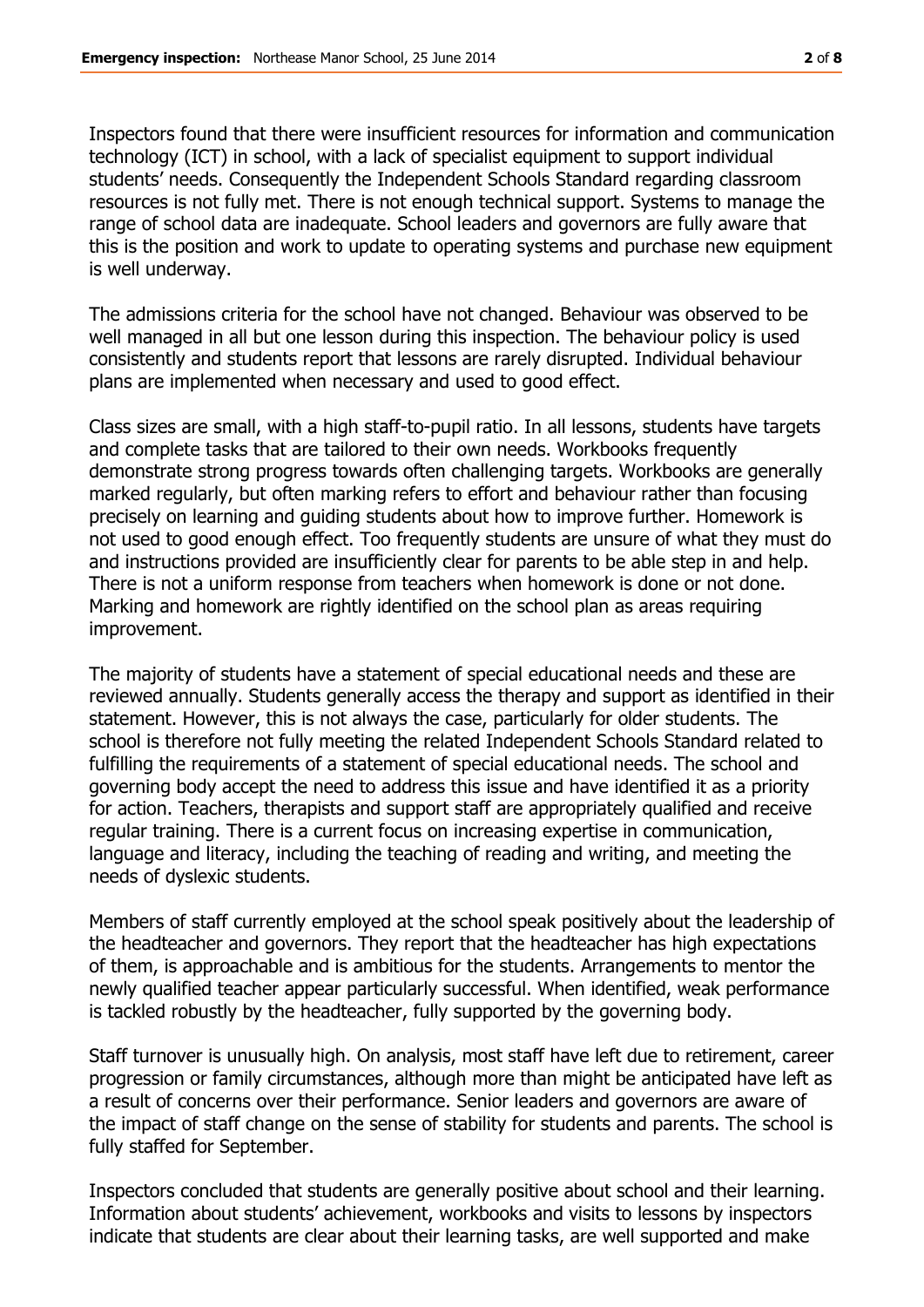Inspectors found that there were insufficient resources for information and communication technology (ICT) in school, with a lack of specialist equipment to support individual students' needs. Consequently the Independent Schools Standard regarding classroom resources is not fully met. There is not enough technical support. Systems to manage the range of school data are inadequate. School leaders and governors are fully aware that this is the position and work to update to operating systems and purchase new equipment is well underway.

The admissions criteria for the school have not changed. Behaviour was observed to be well managed in all but one lesson during this inspection. The behaviour policy is used consistently and students report that lessons are rarely disrupted. Individual behaviour plans are implemented when necessary and used to good effect.

Class sizes are small, with a high staff-to-pupil ratio. In all lessons, students have targets and complete tasks that are tailored to their own needs. Workbooks frequently demonstrate strong progress towards often challenging targets. Workbooks are generally marked regularly, but often marking refers to effort and behaviour rather than focusing precisely on learning and guiding students about how to improve further. Homework is not used to good enough effect. Too frequently students are unsure of what they must do and instructions provided are insufficiently clear for parents to be able step in and help. There is not a uniform response from teachers when homework is done or not done. Marking and homework are rightly identified on the school plan as areas requiring improvement.

The majority of students have a statement of special educational needs and these are reviewed annually. Students generally access the therapy and support as identified in their statement. However, this is not always the case, particularly for older students. The school is therefore not fully meeting the related Independent Schools Standard related to fulfilling the requirements of a statement of special educational needs. The school and governing body accept the need to address this issue and have identified it as a priority for action. Teachers, therapists and support staff are appropriately qualified and receive regular training. There is a current focus on increasing expertise in communication, language and literacy, including the teaching of reading and writing, and meeting the needs of dyslexic students.

Members of staff currently employed at the school speak positively about the leadership of the headteacher and governors. They report that the headteacher has high expectations of them, is approachable and is ambitious for the students. Arrangements to mentor the newly qualified teacher appear particularly successful. When identified, weak performance is tackled robustly by the headteacher, fully supported by the governing body.

Staff turnover is unusually high. On analysis, most staff have left due to retirement, career progression or family circumstances, although more than might be anticipated have left as a result of concerns over their performance. Senior leaders and governors are aware of the impact of staff change on the sense of stability for students and parents. The school is fully staffed for September.

Inspectors concluded that students are generally positive about school and their learning. Information about students' achievement, workbooks and visits to lessons by inspectors indicate that students are clear about their learning tasks, are well supported and make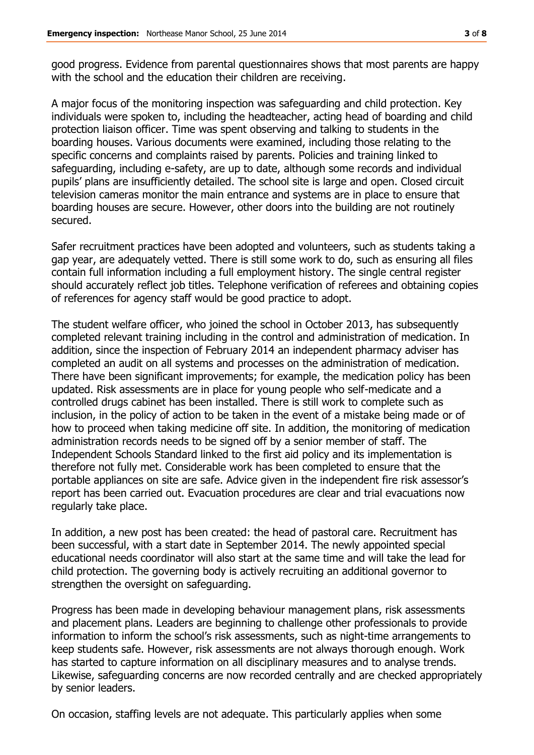good progress. Evidence from parental questionnaires shows that most parents are happy with the school and the education their children are receiving.

A major focus of the monitoring inspection was safeguarding and child protection. Key individuals were spoken to, including the headteacher, acting head of boarding and child protection liaison officer. Time was spent observing and talking to students in the boarding houses. Various documents were examined, including those relating to the specific concerns and complaints raised by parents. Policies and training linked to safeguarding, including e-safety, are up to date, although some records and individual pupils' plans are insufficiently detailed. The school site is large and open. Closed circuit television cameras monitor the main entrance and systems are in place to ensure that boarding houses are secure. However, other doors into the building are not routinely secured.

Safer recruitment practices have been adopted and volunteers, such as students taking a gap year, are adequately vetted. There is still some work to do, such as ensuring all files contain full information including a full employment history. The single central register should accurately reflect job titles. Telephone verification of referees and obtaining copies of references for agency staff would be good practice to adopt.

The student welfare officer, who joined the school in October 2013, has subsequently completed relevant training including in the control and administration of medication. In addition, since the inspection of February 2014 an independent pharmacy adviser has completed an audit on all systems and processes on the administration of medication. There have been significant improvements; for example, the medication policy has been updated. Risk assessments are in place for young people who self-medicate and a controlled drugs cabinet has been installed. There is still work to complete such as inclusion, in the policy of action to be taken in the event of a mistake being made or of how to proceed when taking medicine off site. In addition, the monitoring of medication administration records needs to be signed off by a senior member of staff. The Independent Schools Standard linked to the first aid policy and its implementation is therefore not fully met. Considerable work has been completed to ensure that the portable appliances on site are safe. Advice given in the independent fire risk assessor's report has been carried out. Evacuation procedures are clear and trial evacuations now regularly take place.

In addition, a new post has been created: the head of pastoral care. Recruitment has been successful, with a start date in September 2014. The newly appointed special educational needs coordinator will also start at the same time and will take the lead for child protection. The governing body is actively recruiting an additional governor to strengthen the oversight on safeguarding.

Progress has been made in developing behaviour management plans, risk assessments and placement plans. Leaders are beginning to challenge other professionals to provide information to inform the school's risk assessments, such as night-time arrangements to keep students safe. However, risk assessments are not always thorough enough. Work has started to capture information on all disciplinary measures and to analyse trends. Likewise, safeguarding concerns are now recorded centrally and are checked appropriately by senior leaders.

On occasion, staffing levels are not adequate. This particularly applies when some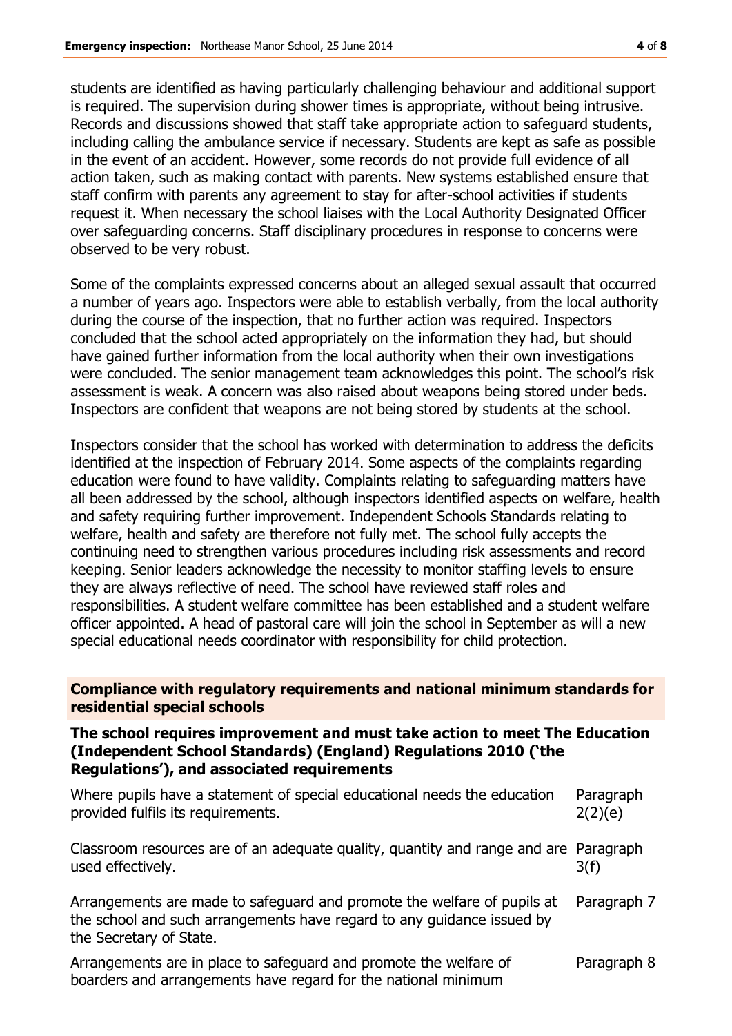students are identified as having particularly challenging behaviour and additional support is required. The supervision during shower times is appropriate, without being intrusive. Records and discussions showed that staff take appropriate action to safeguard students, including calling the ambulance service if necessary. Students are kept as safe as possible in the event of an accident. However, some records do not provide full evidence of all action taken, such as making contact with parents. New systems established ensure that staff confirm with parents any agreement to stay for after-school activities if students request it. When necessary the school liaises with the Local Authority Designated Officer over safeguarding concerns. Staff disciplinary procedures in response to concerns were observed to be very robust.

Some of the complaints expressed concerns about an alleged sexual assault that occurred a number of years ago. Inspectors were able to establish verbally, from the local authority during the course of the inspection, that no further action was required. Inspectors concluded that the school acted appropriately on the information they had, but should have gained further information from the local authority when their own investigations were concluded. The senior management team acknowledges this point. The school's risk assessment is weak. A concern was also raised about weapons being stored under beds. Inspectors are confident that weapons are not being stored by students at the school.

Inspectors consider that the school has worked with determination to address the deficits identified at the inspection of February 2014. Some aspects of the complaints regarding education were found to have validity. Complaints relating to safeguarding matters have all been addressed by the school, although inspectors identified aspects on welfare, health and safety requiring further improvement. Independent Schools Standards relating to welfare, health and safety are therefore not fully met. The school fully accepts the continuing need to strengthen various procedures including risk assessments and record keeping. Senior leaders acknowledge the necessity to monitor staffing levels to ensure they are always reflective of need. The school have reviewed staff roles and responsibilities. A student welfare committee has been established and a student welfare officer appointed. A head of pastoral care will join the school in September as will a new special educational needs coordinator with responsibility for child protection.

## Compliance with regulatory requirements and national minimum standards for residential special schools

**The school requires improvement and must take action to meet The Education (Independent School Standards) (England) Regulations 2010 ('the Regulations'), and associated requirements**

| | |
|---|---|
| Where pupils have a statement of special educational needs the education provided fulfils its requirements. | Paragraph 2(2)(e) |
| Classroom resources are of an adequate quality, quantity and range and are used effectively. | Paragraph 3(f) |
| Arrangements are made to safeguard and promote the welfare of pupils at the school and such arrangements have regard to any guidance issued by the Secretary of State. | Paragraph 7 |
| Arrangements are in place to safeguard and promote the welfare of boarders and arrangements have regard for the national minimum | Paragraph 8 |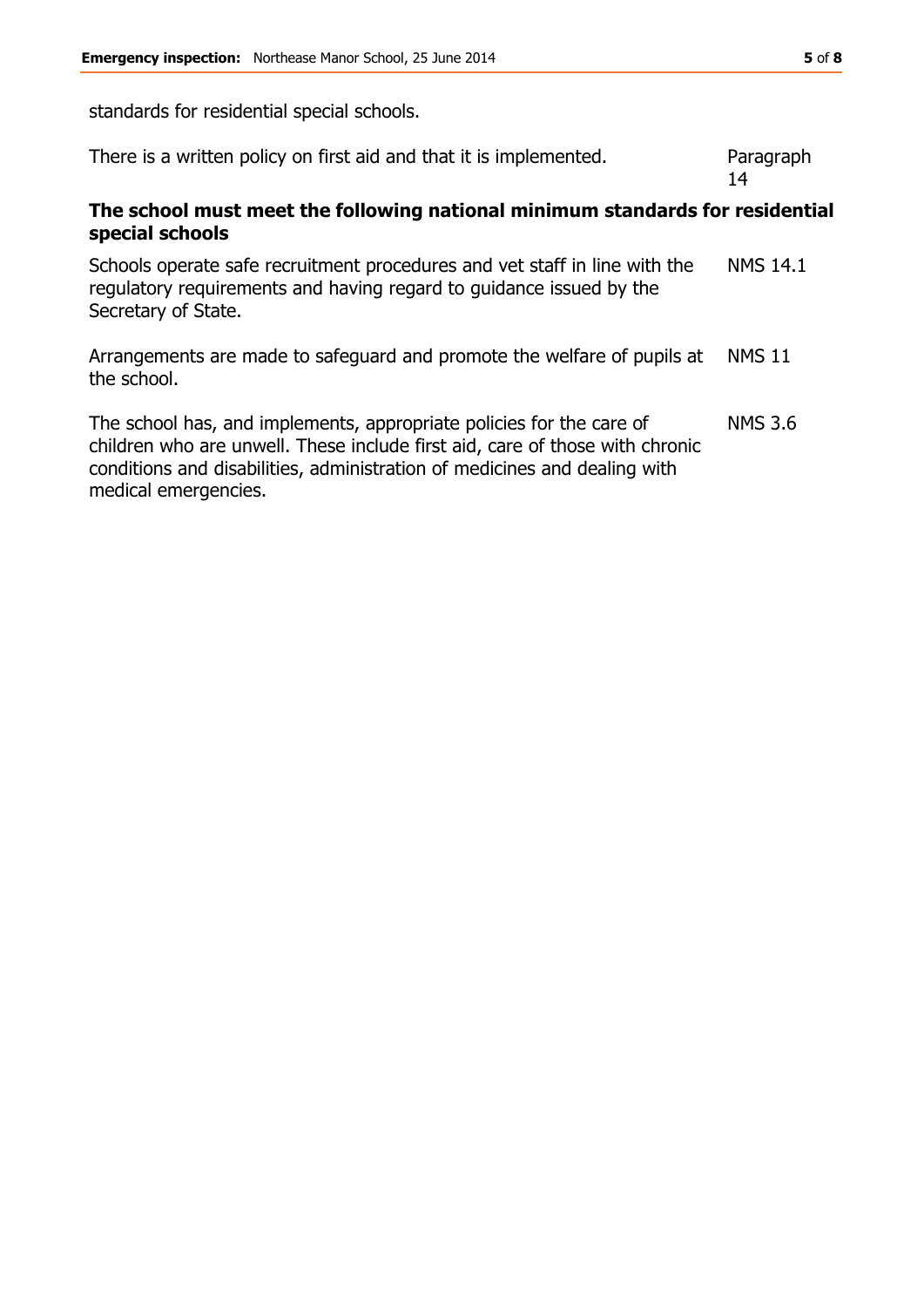standards for residential special schools.

| | |
|---|---|
| There is a written policy on first aid and that it is implemented. | Paragraph 14 |

**The school must meet the following national minimum standards for residential special schools**

| | |
|---|---|
| Schools operate safe recruitment procedures and vet staff in line with the regulatory requirements and having regard to guidance issued by the Secretary of State. | NMS 14.1 |
| Arrangements are made to safeguard and promote the welfare of pupils at the school. | NMS 11 |
| The school has, and implements, appropriate policies for the care of children who are unwell. These include first aid, care of those with chronic conditions and disabilities, administration of medicines and dealing with medical emergencies. | NMS 3.6 |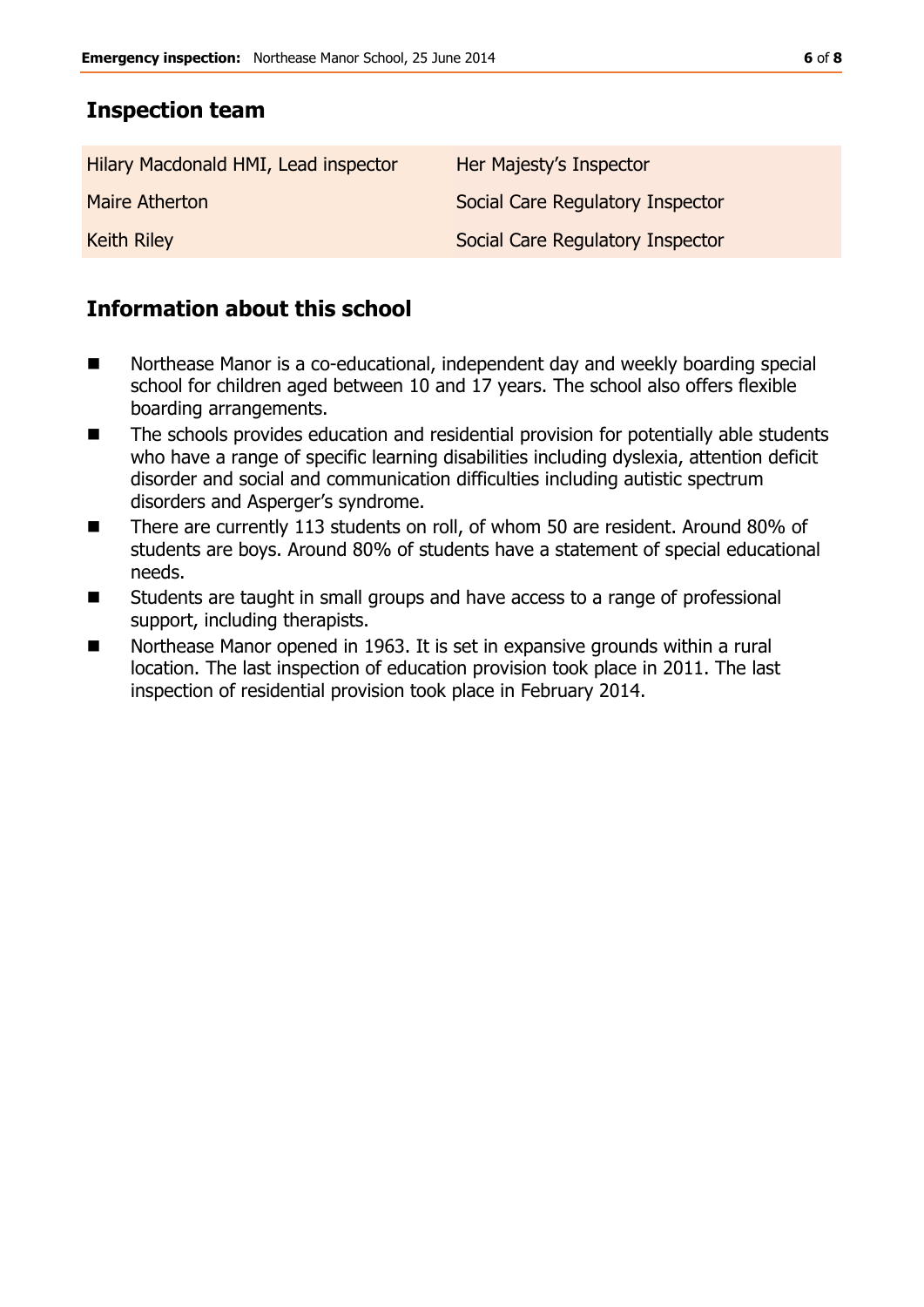## Inspection team

| | |
|---|---|
| Hilary Macdonald HMI, Lead inspector | Her Majesty's Inspector |
| Maire Atherton | Social Care Regulatory Inspector |
| Keith Riley | Social Care Regulatory Inspector |

## Information about this school

- Northease Manor is a co-educational, independent day and weekly boarding special school for children aged between 10 and 17 years. The school also offers flexible boarding arrangements.
- The schools provides education and residential provision for potentially able students who have a range of specific learning disabilities including dyslexia, attention deficit disorder and social and communication difficulties including autistic spectrum disorders and Asperger's syndrome.
- There are currently 113 students on roll, of whom 50 are resident. Around 80% of students are boys. Around 80% of students have a statement of special educational needs.
- Students are taught in small groups and have access to a range of professional support, including therapists.
- Northease Manor opened in 1963. It is set in expansive grounds within a rural location. The last inspection of education provision took place in 2011. The last inspection of residential provision took place in February 2014.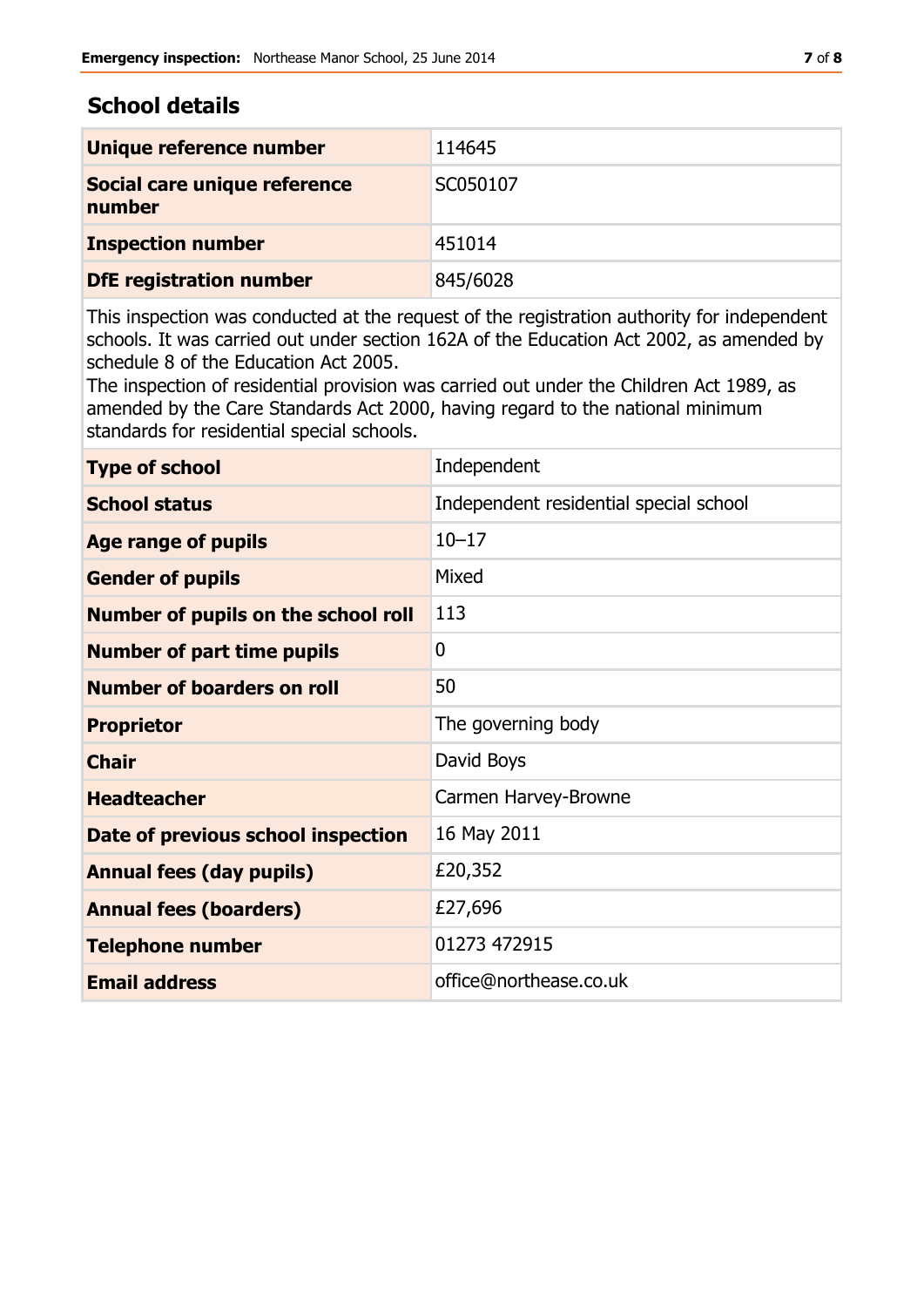## School details

| Unique reference number | 114645 |
|---|---|
| Social care unique reference number | SC050107 |
| Inspection number | 451014 |
| DfE registration number | 845/6028 |

This inspection was conducted at the request of the registration authority for independent schools. It was carried out under section 162A of the Education Act 2002, as amended by schedule 8 of the Education Act 2005.
The inspection of residential provision was carried out under the Children Act 1989, as amended by the Care Standards Act 2000, having regard to the national minimum standards for residential special schools.

| Type of school | Independent |
|---|---|
| School status | Independent residential special school |
| Age range of pupils | 10–17 |
| Gender of pupils | Mixed |
| Number of pupils on the school roll | 113 |
| Number of part time pupils | 0 |
| Number of boarders on roll | 50 |
| Proprietor | The governing body |
| Chair | David Boys |
| Headteacher | Carmen Harvey-Browne |
| Date of previous school inspection | 16 May 2011 |
| Annual fees (day pupils) | £20,352 |
| Annual fees (boarders) | £27,696 |
| Telephone number | 01273 472915 |
| Email address | office@northease.co.uk |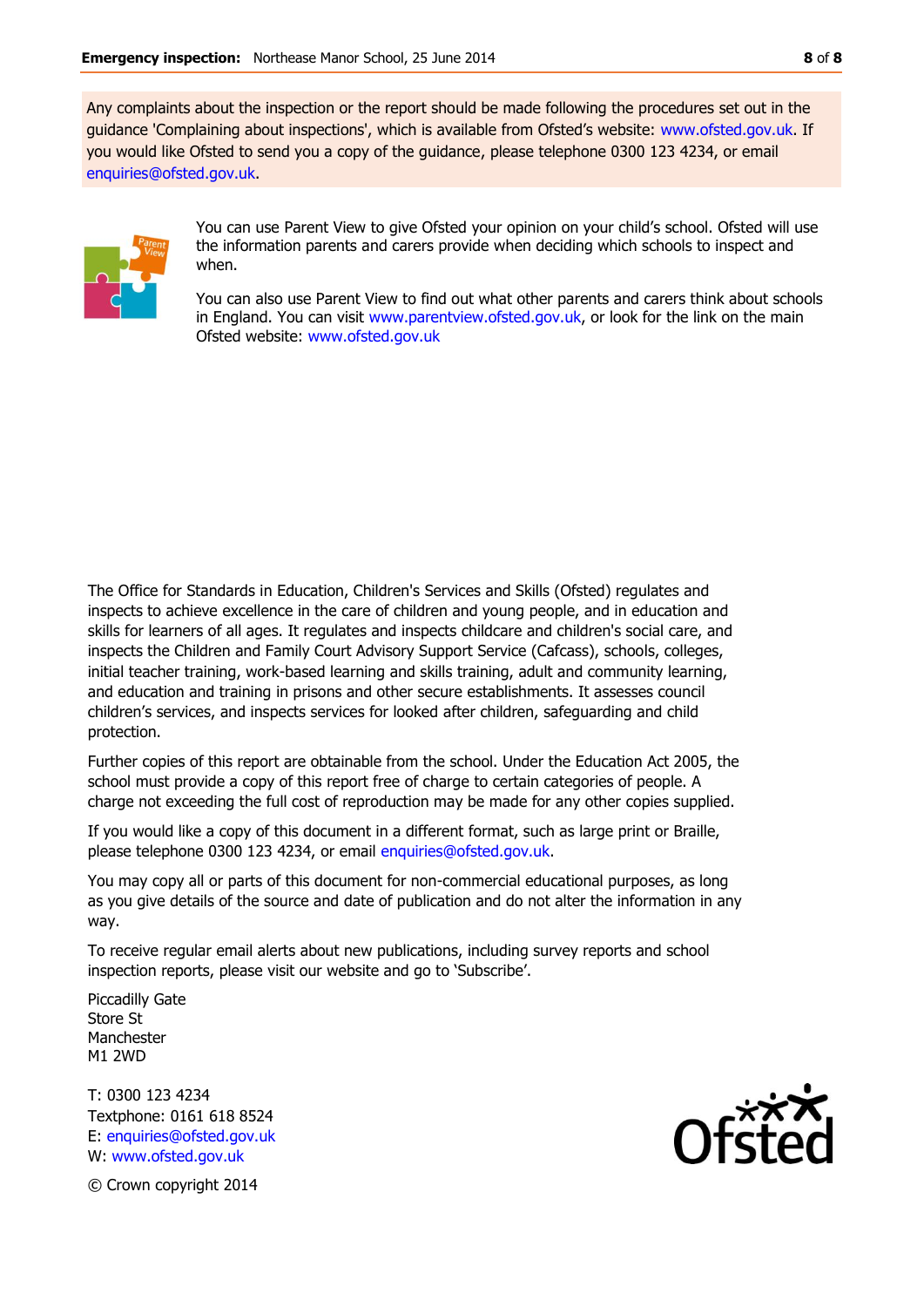Any complaints about the inspection or the report should be made following the procedures set out in the guidance 'Complaining about inspections', which is available from Ofsted's website: www.ofsted.gov.uk. If you would like Ofsted to send you a copy of the guidance, please telephone 0300 123 4234, or email enquiries@ofsted.gov.uk.

You can use Parent View to give Ofsted your opinion on your child's school. Ofsted will use the information parents and carers provide when deciding which schools to inspect and when.

You can also use Parent View to find out what other parents and carers think about schools in England. You can visit www.parentview.ofsted.gov.uk, or look for the link on the main Ofsted website: www.ofsted.gov.uk

The Office for Standards in Education, Children's Services and Skills (Ofsted) regulates and inspects to achieve excellence in the care of children and young people, and in education and skills for learners of all ages. It regulates and inspects childcare and children's social care, and inspects the Children and Family Court Advisory Support Service (Cafcass), schools, colleges, initial teacher training, work-based learning and skills training, adult and community learning, and education and training in prisons and other secure establishments. It assesses council children's services, and inspects services for looked after children, safeguarding and child protection.

Further copies of this report are obtainable from the school. Under the Education Act 2005, the school must provide a copy of this report free of charge to certain categories of people. A charge not exceeding the full cost of reproduction may be made for any other copies supplied.

If you would like a copy of this document in a different format, such as large print or Braille, please telephone 0300 123 4234, or email enquiries@ofsted.gov.uk.

You may copy all or parts of this document for non-commercial educational purposes, as long as you give details of the source and date of publication and do not alter the information in any way.

To receive regular email alerts about new publications, including survey reports and school inspection reports, please visit our website and go to 'Subscribe'.

Piccadilly Gate
Store St
Manchester
M1 2WD

T: 0300 123 4234
Textphone: 0161 618 8524
E: enquiries@ofsted.gov.uk
W: www.ofsted.gov.uk

© Crown copyright 2014